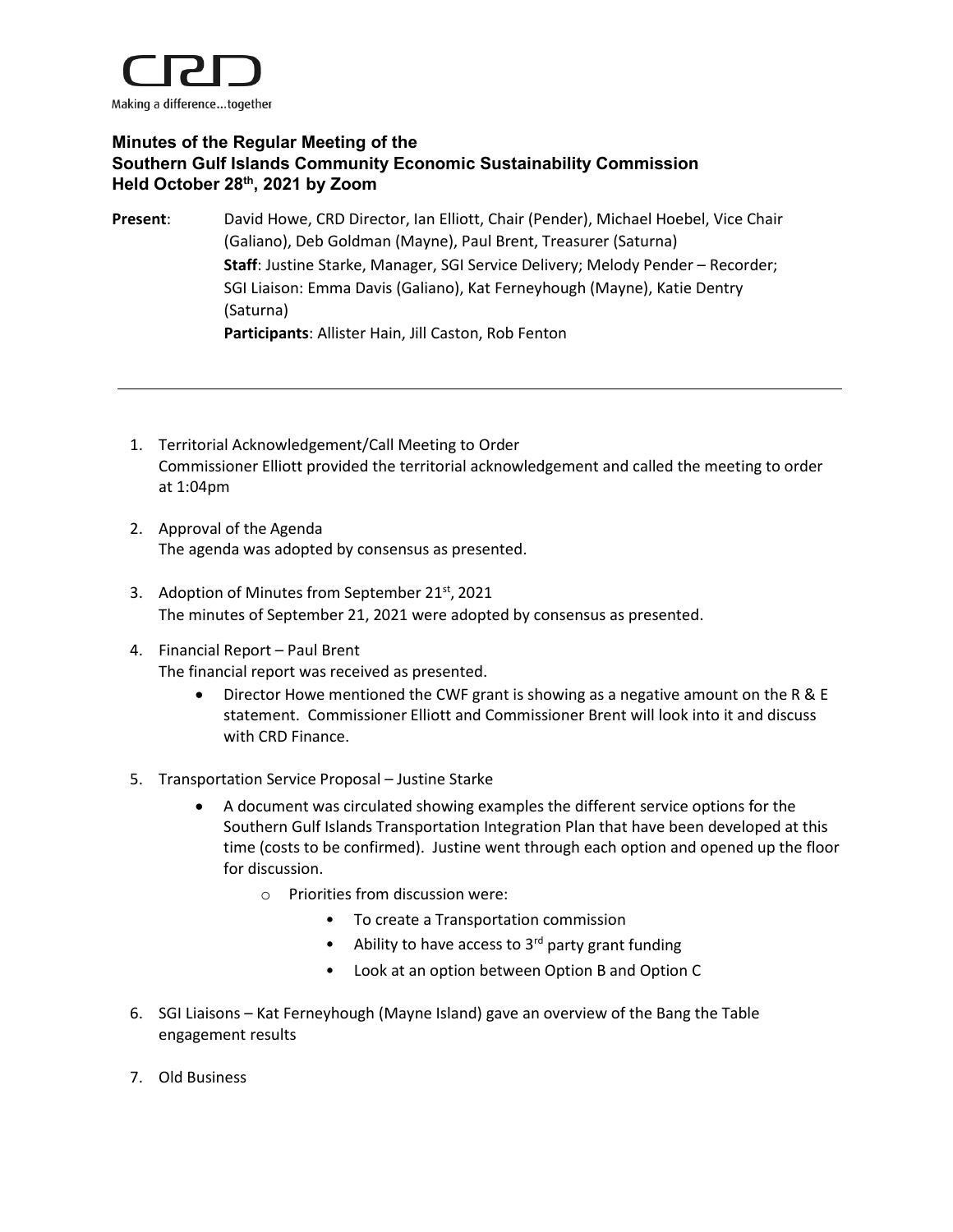CRD

Making a difference...together

# Minutes of the Regular Meeting of the Southern Gulf Islands Community Economic Sustainability Commission Held October 28th, 2021 by Zoom

**Present**: David Howe, CRD Director, Ian Elliott, Chair (Pender), Michael Hoebel, Vice Chair (Galiano), Deb Goldman (Mayne), Paul Brent, Treasurer (Saturna)
**Staff**: Justine Starke, Manager, SGI Service Delivery; Melody Pender – Recorder; SGI Liaison: Emma Davis (Galiano), Kat Ferneyhough (Mayne), Katie Dentry (Saturna)
**Participants**: Allister Hain, Jill Caston, Rob Fenton

---

1. Territorial Acknowledgement/Call Meeting to Order
   Commissioner Elliott provided the territorial acknowledgement and called the meeting to order at 1:04pm

2. Approval of the Agenda
   The agenda was adopted by consensus as presented.

3. Adoption of Minutes from September 21st, 2021
   The minutes of September 21, 2021 were adopted by consensus as presented.

4. Financial Report – Paul Brent
   The financial report was received as presented.
   - Director Howe mentioned the CWF grant is showing as a negative amount on the R & E statement. Commissioner Elliott and Commissioner Brent will look into it and discuss with CRD Finance.

5. Transportation Service Proposal – Justine Starke
   - A document was circulated showing examples the different service options for the Southern Gulf Islands Transportation Integration Plan that have been developed at this time (costs to be confirmed). Justine went through each option and opened up the floor for discussion.
     - Priorities from discussion were:
       - To create a Transportation commission
       - Ability to have access to 3rd party grant funding
       - Look at an option between Option B and Option C

6. SGI Liaisons – Kat Ferneyhough (Mayne Island) gave an overview of the Bang the Table engagement results

7. Old Business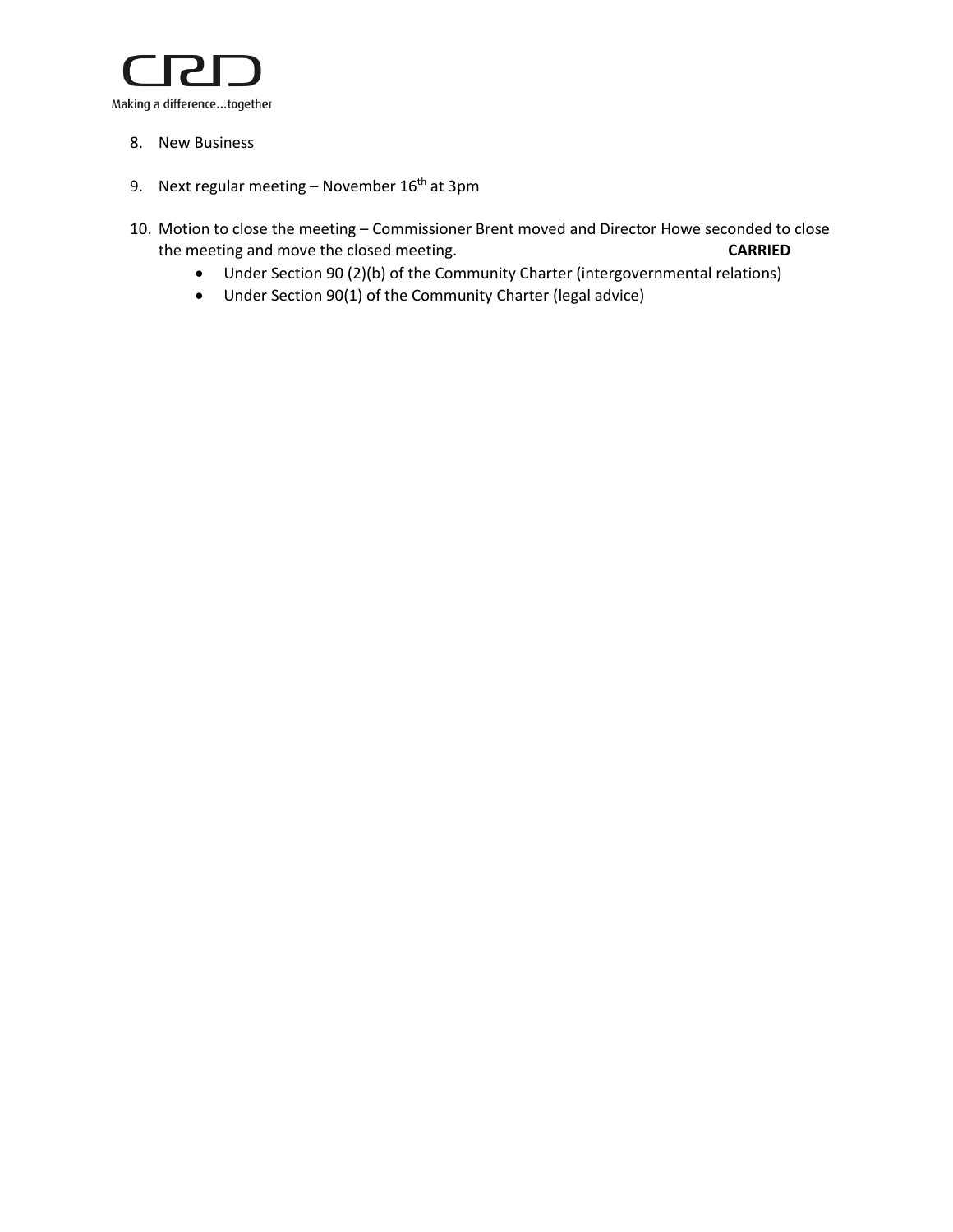8. New Business

9. Next regular meeting – November 16th at 3pm

10. Motion to close the meeting – Commissioner Brent moved and Director Howe seconded to close the meeting and move the closed meeting. **CARRIED**
    - Under Section 90 (2)(b) of the Community Charter (intergovernmental relations)
    - Under Section 90(1) of the Community Charter (legal advice)